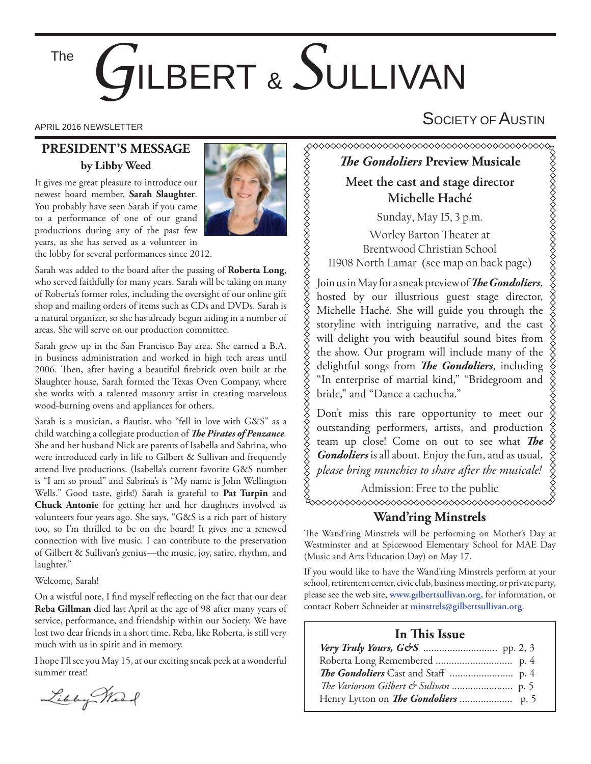# The GILBERT & SULLIVAN SOCIETY OF AUSTIN

APRIL 2016 NEWSLETTER

## PRESIDENT'S MESSAGE

**by Libby Weed**

It gives me great pleasure to introduce our newest board member, **Sarah Slaughter**. You probably have seen Sarah if you came to a performance of one of our grand productions during any of the past few years, as she has served as a volunteer in the lobby for several performances since 2012.

Sarah was added to the board after the passing of **Roberta Long**, who served faithfully for many years. Sarah will be taking on many of Roberta's former roles, including the oversight of our online gift shop and mailing orders of items such as CDs and DVDs. Sarah is a natural organizer, so she has already begun aiding in a number of areas. She will serve on our production committee.

Sarah grew up in the San Francisco Bay area. She earned a B.A. in business administration and worked in high tech areas until 2006. Then, after having a beautiful firebrick oven built at the Slaughter house, Sarah formed the Texas Oven Company, where she works with a talented masonry artist in creating marvelous wood-burning ovens and appliances for others.

Sarah is a musician, a flautist, who "fell in love with G&S" as a child watching a collegiate production of ***The Pirates of Penzance***. She and her husband Nick are parents of Isabella and Sabrina, who were introduced early in life to Gilbert & Sullivan and frequently attend live productions. (Isabella's current favorite G&S number is "I am so proud" and Sabrina's is "My name is John Wellington Wells." Good taste, girls!) Sarah is grateful to **Pat Turpin** and **Chuck Antonie** for getting her and her daughters involved as volunteers four years ago. She says, "G&S is a rich part of history too, so I'm thrilled to be on the board! It gives me a renewed connection with live music. I can contribute to the preservation of Gilbert & Sullivan's genius—the music, joy, satire, rhythm, and laughter."

Welcome, Sarah!

On a wistful note, I find myself reflecting on the fact that our dear **Reba Gillman** died last April at the age of 98 after many years of service, performance, and friendship within our Society. We have lost two dear friends in a short time. Reba, like Roberta, is still very much with us in spirit and in memory.

I hope I'll see you May 15, at our exciting sneak peek at a wonderful summer treat!

Libby Weed

## *The Gondoliers* Preview Musicale

### Meet the cast and stage director Michelle Haché

Sunday, May 15, 3 p.m.

Worley Barton Theater at
Brentwood Christian School
11908 North Lamar (see map on back page)

Join us in May for a sneak preview of ***The Gondoliers***, hosted by our illustrious guest stage director, Michelle Haché. She will guide you through the storyline with intriguing narrative, and the cast will delight you with beautiful sound bites from the show. Our program will include many of the delightful songs from ***The Gondoliers***, including "In enterprise of martial kind," "Bridegroom and bride," and "Dance a cachucha."

Don't miss this rare opportunity to meet our outstanding performers, artists, and production team up close! Come on out to see what ***The Gondoliers*** is all about. Enjoy the fun, and as usual, *please bring munchies to share after the musicale!*

Admission: Free to the public

## Wand'ring Minstrels

The Wand'ring Minstrels will be performing on Mother's Day at Westminster and at Spicewood Elementary School for MAE Day (Music and Arts Education Day) on May 17.

If you would like to have the Wand'ring Minstrels perform at your school, retirement center, civic club, business meeting, or private party, please see the web site, **www.gilbertsullivan.org,** for information, or contact Robert Schneider at **minstrels@gilbertsullivan.org**.

### In This Issue

| | |
|---|---|
| ***Very Truly Yours, G&S*** | pp. 2, 3 |
| Roberta Long Remembered | p. 4 |
| ***The Gondoliers*** Cast and Staff | p. 4 |
| *The Variorum Gilbert & Sulivan* | p. 5 |
| Henry Lytton on ***The Gondoliers*** | p. 5 |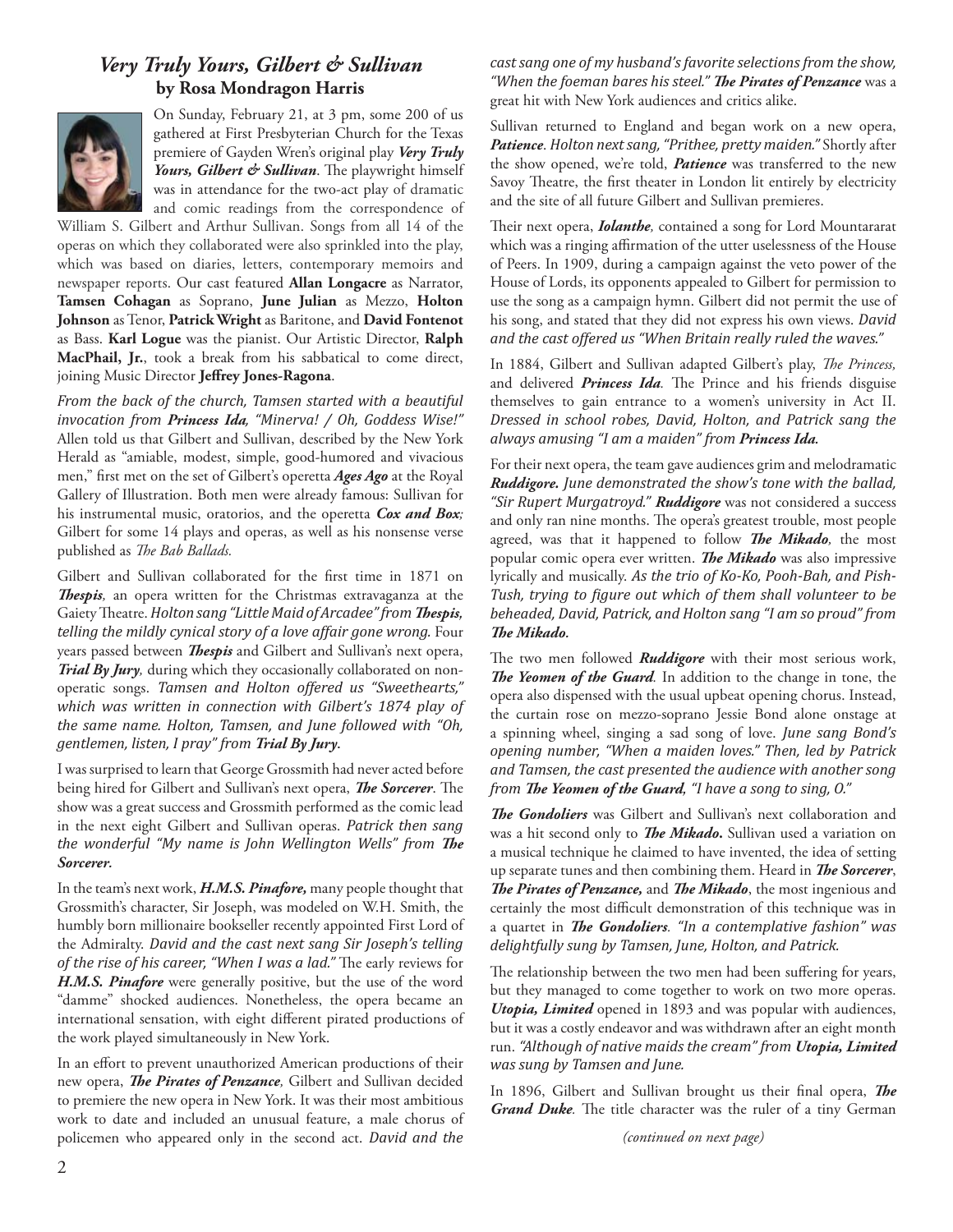## *Very Truly Yours, Gilbert & Sullivan*
### by Rosa Mondragon Harris

On Sunday, February 21, at 3 pm, some 200 of us gathered at First Presbyterian Church for the Texas premiere of Gayden Wren's original play ***Very Truly Yours, Gilbert & Sullivan***. The playwright himself was in attendance for the two-act play of dramatic and comic readings from the correspondence of William S. Gilbert and Arthur Sullivan. Songs from all 14 of the operas on which they collaborated were also sprinkled into the play, which was based on diaries, letters, contemporary memoirs and newspaper reports. Our cast featured **Allan Longacre** as Narrator, **Tamsen Cohagan** as Soprano, **June Julian** as Mezzo, **Holton Johnson** as Tenor, **Patrick Wright** as Baritone, and **David Fontenot** as Bass. **Karl Logue** was the pianist. Our Artistic Director, **Ralph MacPhail, Jr.**, took a break from his sabbatical to come direct, joining Music Director **Jeffrey Jones-Ragona**.

*From the back of the church, Tamsen started with a beautiful invocation from **Princess Ida**, "Minerva! / Oh, Goddess Wise!"* Allen told us that Gilbert and Sullivan, described by the New York Herald as "amiable, modest, simple, good-humored and vivacious men," first met on the set of Gilbert's operetta ***Ages Ago*** at the Royal Gallery of Illustration. Both men were already famous: Sullivan for his instrumental music, oratorios, and the operetta ***Cox and Box****;* Gilbert for some 14 plays and operas, as well as his nonsense verse published as *The Bab Ballads.*

Gilbert and Sullivan collaborated for the first time in 1871 on ***Thespis***, an opera written for the Christmas extravaganza at the Gaiety Theatre. *Holton sang "Little Maid of Arcadee" from **Thespis**, telling the mildly cynical story of a love affair gone wrong.* Four years passed between ***Thespis*** and Gilbert and Sullivan's next opera, ***Trial By Jury***, during which they occasionally collaborated on non-operatic songs. *Tamsen and Holton offered us "Sweethearts," which was written in connection with Gilbert's 1874 play of the same name. Holton, Tamsen, and June followed with "Oh, gentlemen, listen, I pray" from **Trial By Jury**.*

I was surprised to learn that George Grossmith had never acted before being hired for Gilbert and Sullivan's next opera, ***The Sorcerer***. The show was a great success and Grossmith performed as the comic lead in the next eight Gilbert and Sullivan operas. *Patrick then sang the wonderful "My name is John Wellington Wells" from **The Sorcerer**.*

In the team's next work, ***H.M.S. Pinafore,*** many people thought that Grossmith's character, Sir Joseph, was modeled on W.H. Smith, the humbly born millionaire bookseller recently appointed First Lord of the Admiralty. *David and the cast next sang Sir Joseph's telling of the rise of his career, "When I was a lad."* The early reviews for ***H.M.S. Pinafore*** were generally positive, but the use of the word "damme" shocked audiences. Nonetheless, the opera became an international sensation, with eight different pirated productions of the work played simultaneously in New York.

In an effort to prevent unauthorized American productions of their new opera, ***The Pirates of Penzance***, Gilbert and Sullivan decided to premiere the new opera in New York. It was their most ambitious work to date and included an unusual feature, a male chorus of policemen who appeared only in the second act. *David and the cast sang one of my husband's favorite selections from the show, "When the foeman bares his steel."* ***The Pirates of Penzance*** was a great hit with New York audiences and critics alike.

Sullivan returned to England and began work on a new opera, ***Patience***. *Holton next sang, "Prithee, pretty maiden."* Shortly after the show opened, we're told, ***Patience*** was transferred to the new Savoy Theatre, the first theater in London lit entirely by electricity and the site of all future Gilbert and Sullivan premieres.

Their next opera, ***Iolanthe***, contained a song for Lord Mountararat which was a ringing affirmation of the utter uselessness of the House of Peers. In 1909, during a campaign against the veto power of the House of Lords, its opponents appealed to Gilbert for permission to use the song as a campaign hymn. Gilbert did not permit the use of his song, and stated that they did not express his own views. *David and the cast offered us "When Britain really ruled the waves."*

In 1884, Gilbert and Sullivan adapted Gilbert's play, *The Princess,* and delivered ***Princess Ida***. The Prince and his friends disguise themselves to gain entrance to a women's university in Act II. *Dressed in school robes, David, Holton, and Patrick sang the always amusing "I am a maiden" from **Princess Ida**.*

For their next opera, the team gave audiences grim and melodramatic ***Ruddigore.*** *June demonstrated the show's tone with the ballad, "Sir Rupert Murgatroyd."* ***Ruddigore*** was not considered a success and only ran nine months. The opera's greatest trouble, most people agreed, was that it happened to follow ***The Mikado***, the most popular comic opera ever written. ***The Mikado*** was also impressive lyrically and musically. *As the trio of Ko-Ko, Pooh-Bah, and Pish-Tush, trying to figure out which of them shall volunteer to be beheaded, David, Patrick, and Holton sang "I am so proud" from **The Mikado**.*

The two men followed ***Ruddigore*** with their most serious work, ***The Yeomen of the Guard***. In addition to the change in tone, the opera also dispensed with the usual upbeat opening chorus. Instead, the curtain rose on mezzo-soprano Jessie Bond alone onstage at a spinning wheel, singing a sad song of love. *June sang Bond's opening number, "When a maiden loves." Then, led by Patrick and Tamsen, the cast presented the audience with another song from **The Yeomen of the Guard**, "I have a song to sing, O."*

***The Gondoliers*** was Gilbert and Sullivan's next collaboration and was a hit second only to ***The Mikado***. Sullivan used a variation on a musical technique he claimed to have invented, the idea of setting up separate tunes and then combining them. Heard in ***The Sorcerer***, ***The Pirates of Penzance,*** and ***The Mikado***, the most ingenious and certainly the most difficult demonstration of this technique was in a quartet in ***The Gondoliers***. *"In a contemplative fashion" was delightfully sung by Tamsen, June, Holton, and Patrick.*

The relationship between the two men had been suffering for years, but they managed to come together to work on two more operas. ***Utopia, Limited*** opened in 1893 and was popular with audiences, but it was a costly endeavor and was withdrawn after an eight month run. *"Although of native maids the cream" from **Utopia, Limited** was sung by Tamsen and June.*

In 1896, Gilbert and Sullivan brought us their final opera, ***The Grand Duke***. The title character was the ruler of a tiny German

*(continued on next page)*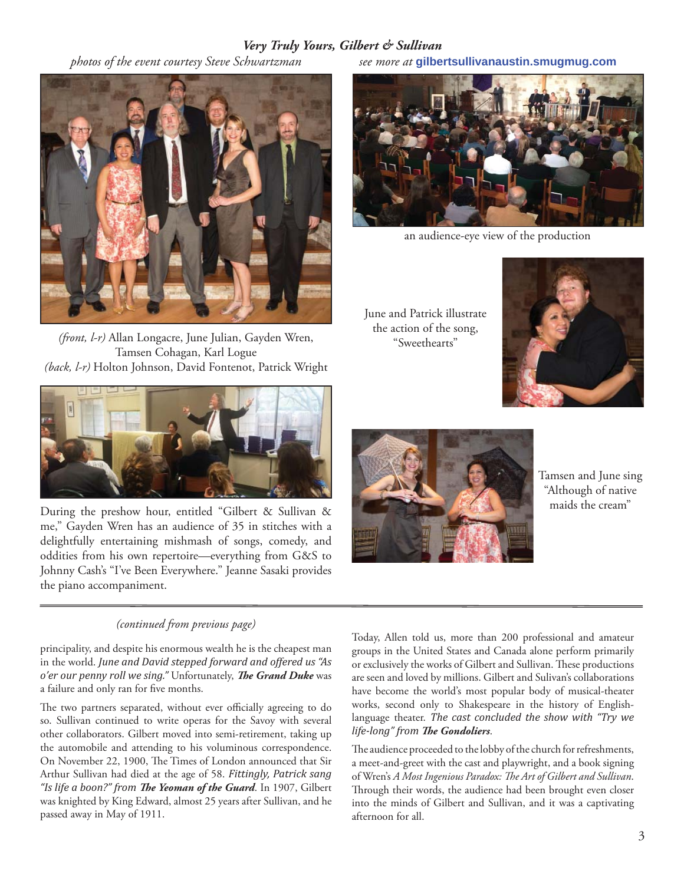### *Very Truly Yours, Gilbert & Sullivan*

*photos of the event courtesy Steve Schwartzman* — *see more at* **gilbertsullivanaustin.smugmug.com**

*(front, l-r)* Allan Longacre, June Julian, Gayden Wren, Tamsen Cohagan, Karl Logue
*(back, l-r)* Holton Johnson, David Fontenot, Patrick Wright

an audience-eye view of the production

June and Patrick illustrate the action of the song, "Sweethearts"

During the preshow hour, entitled "Gilbert & Sullivan & me," Gayden Wren has an audience of 35 in stitches with a delightfully entertaining mishmash of songs, comedy, and oddities from his own repertoire—everything from G&S to Johnny Cash's "I've Been Everywhere." Jeanne Sasaki provides the piano accompaniment.

Tamsen and June sing "Although of native maids the cream"

---

*(continued from previous page)*

principality, and despite his enormous wealth he is the cheapest man in the world. *June and David stepped forward and offered us "As o'er our penny roll we sing."* Unfortunately, ***The Grand Duke*** was a failure and only ran for five months.

The two partners separated, without ever officially agreeing to do so. Sullivan continued to write operas for the Savoy with several other collaborators. Gilbert moved into semi-retirement, taking up the automobile and attending to his voluminous correspondence. On November 22, 1900, The Times of London announced that Sir Arthur Sullivan had died at the age of 58. *Fittingly, Patrick sang "Is life a boon?" from* ***The Yeoman of the Guard***. In 1907, Gilbert was knighted by King Edward, almost 25 years after Sullivan, and he passed away in May of 1911.

Today, Allen told us, more than 200 professional and amateur groups in the United States and Canada alone perform primarily or exclusively the works of Gilbert and Sullivan. These productions are seen and loved by millions. Gilbert and Sulivan's collaborations have become the world's most popular body of musical-theater works, second only to Shakespeare in the history of English-language theater. *The cast concluded the show with "Try we life-long" from* ***The Gondoliers***.

The audience proceeded to the lobby of the church for refreshments, a meet-and-greet with the cast and playwright, and a book signing of Wren's *A Most Ingenious Paradox: The Art of Gilbert and Sullivan*. Through their words, the audience had been brought even closer into the minds of Gilbert and Sullivan, and it was a captivating afternoon for all.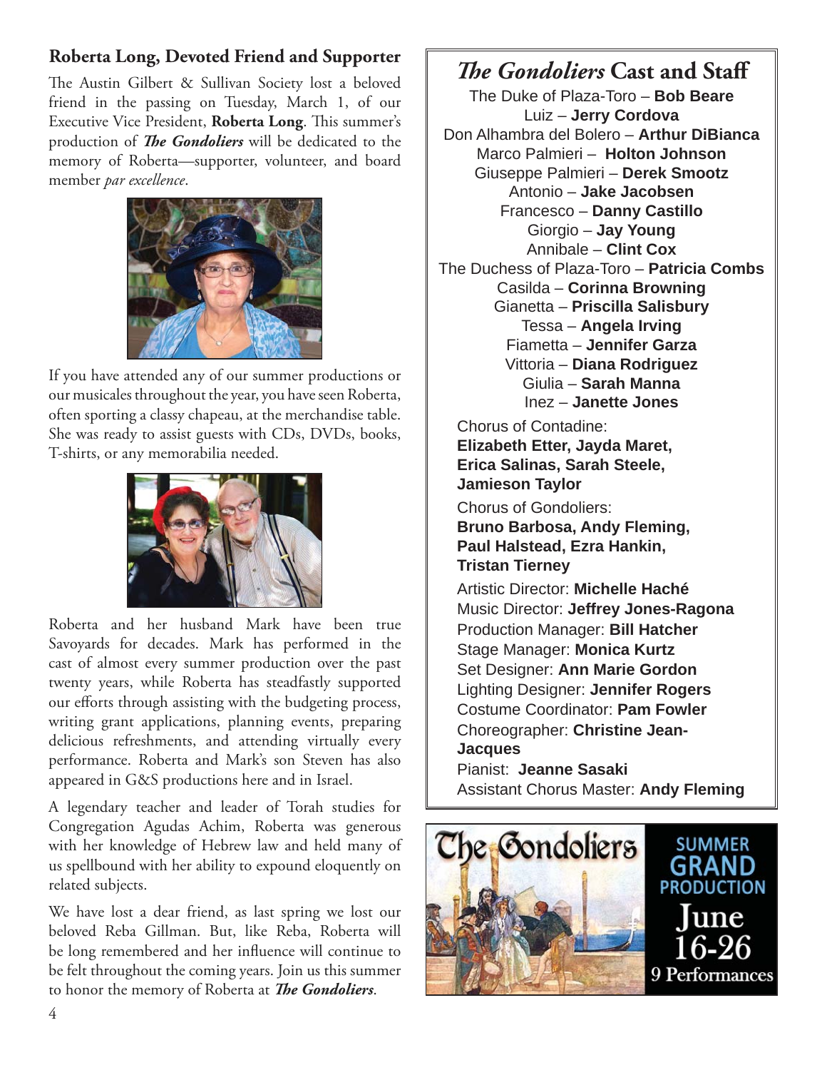## Roberta Long, Devoted Friend and Supporter

The Austin Gilbert & Sullivan Society lost a beloved friend in the passing on Tuesday, March 1, of our Executive Vice President, **Roberta Long**. This summer's production of ***The Gondoliers*** will be dedicated to the memory of Roberta—supporter, volunteer, and board member *par excellence*.

If you have attended any of our summer productions or our musicales throughout the year, you have seen Roberta, often sporting a classy chapeau, at the merchandise table. She was ready to assist guests with CDs, DVDs, books, T-shirts, or any memorabilia needed.

Roberta and her husband Mark have been true Savoyards for decades. Mark has performed in the cast of almost every summer production over the past twenty years, while Roberta has steadfastly supported our efforts through assisting with the budgeting process, writing grant applications, planning events, preparing delicious refreshments, and attending virtually every performance. Roberta and Mark's son Steven has also appeared in G&S productions here and in Israel.

A legendary teacher and leader of Torah studies for Congregation Agudas Achim, Roberta was generous with her knowledge of Hebrew law and held many of us spellbound with her ability to expound eloquently on related subjects.

We have lost a dear friend, as last spring we lost our beloved Reba Gillman. But, like Reba, Roberta will be long remembered and her influence will continue to be felt throughout the coming years. Join us this summer to honor the memory of Roberta at ***The Gondoliers***.

## *The Gondoliers* Cast and Staff

The Duke of Plaza-Toro – **Bob Beare**
Luiz – **Jerry Cordova**
Don Alhambra del Bolero – **Arthur DiBianca**
Marco Palmieri – **Holton Johnson**
Giuseppe Palmieri – **Derek Smootz**
Antonio – **Jake Jacobsen**
Francesco – **Danny Castillo**
Giorgio – **Jay Young**
Annibale – **Clint Cox**
The Duchess of Plaza-Toro – **Patricia Combs**
Casilda – **Corinna Browning**
Gianetta – **Priscilla Salisbury**
Tessa – **Angela Irving**
Fiametta – **Jennifer Garza**
Vittoria – **Diana Rodriguez**
Giulia – **Sarah Manna**
Inez – **Janette Jones**

Chorus of Contadine:
**Elizabeth Etter, Jayda Maret, Erica Salinas, Sarah Steele, Jamieson Taylor**

Chorus of Gondoliers:
**Bruno Barbosa, Andy Fleming, Paul Halstead, Ezra Hankin, Tristan Tierney**

Artistic Director: **Michelle Haché**
Music Director: **Jeffrey Jones-Ragona**
Production Manager: **Bill Hatcher**
Stage Manager: **Monica Kurtz**
Set Designer: **Ann Marie Gordon**
Lighting Designer: **Jennifer Rogers**
Costume Coordinator: **Pam Fowler**
Choreographer: **Christine Jean-Jacques**
Pianist: **Jeanne Sasaki**
Assistant Chorus Master: **Andy Fleming**

The Gondoliers

SUMMER GRAND PRODUCTION
June 16-26
9 Performances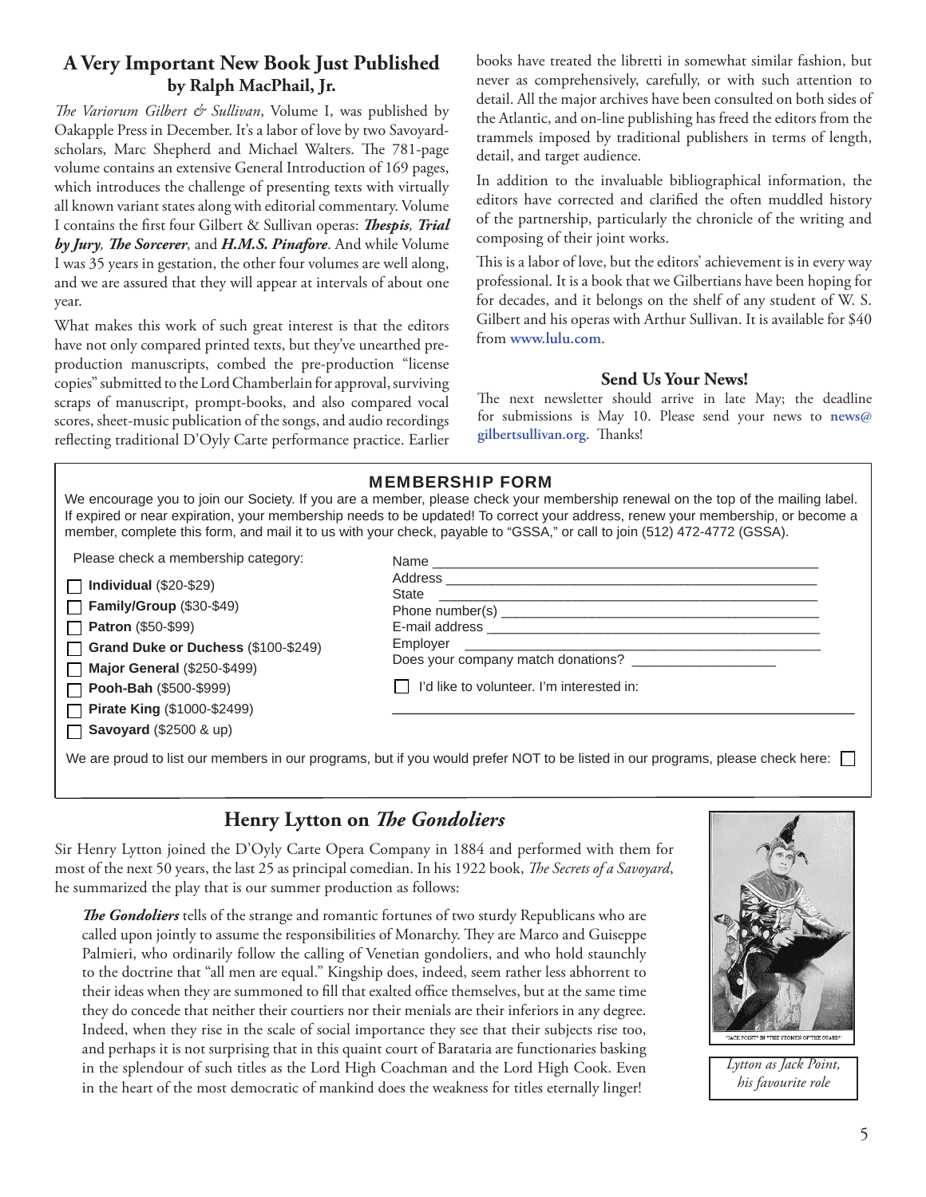## A Very Important New Book Just Published by Ralph MacPhail, Jr.

*The Variorum Gilbert & Sullivan*, Volume I, was published by Oakapple Press in December. It's a labor of love by two Savoyard-scholars, Marc Shepherd and Michael Walters. The 781-page volume contains an extensive General Introduction of 169 pages, which introduces the challenge of presenting texts with virtually all known variant states along with editorial commentary. Volume I contains the first four Gilbert & Sullivan operas: ***Thespis***, ***Trial by Jury***, ***The Sorcerer***, and ***H.M.S. Pinafore***. And while Volume I was 35 years in gestation, the other four volumes are well along, and we are assured that they will appear at intervals of about one year.

What makes this work of such great interest is that the editors have not only compared printed texts, but they've unearthed pre-production manuscripts, combed the pre-production "license copies" submitted to the Lord Chamberlain for approval, surviving scraps of manuscript, prompt-books, and also compared vocal scores, sheet-music publication of the songs, and audio recordings reflecting traditional D'Oyly Carte performance practice. Earlier books have treated the libretti in somewhat similar fashion, but never as comprehensively, carefully, or with such attention to detail. All the major archives have been consulted on both sides of the Atlantic, and on-line publishing has freed the editors from the trammels imposed by traditional publishers in terms of length, detail, and target audience.

In addition to the invaluable bibliographical information, the editors have corrected and clarified the often muddled history of the partnership, particularly the chronicle of the writing and composing of their joint works.

This is a labor of love, but the editors' achievement is in every way professional. It is a book that we Gilbertians have been hoping for for decades, and it belongs on the shelf of any student of W. S. Gilbert and his operas with Arthur Sullivan. It is available for $40 from **www.lulu.com**.

### Send Us Your News!

The next newsletter should arrive in late May; the deadline for submissions is May 10. Please send your news to **news@gilbertsullivan.org**. Thanks!

---

### MEMBERSHIP FORM

We encourage you to join our Society. If you are a member, please check your membership renewal on the top of the mailing label. If expired or near expiration, your membership needs to be updated! To correct your address, renew your membership, or become a member, complete this form, and mail it to us with your check, payable to "GSSA," or call to join (512) 472-4772 (GSSA).

Please check a membership category:

- ☐ **Individual** ($20-$29)
- ☐ **Family/Group** ($30-$49)
- ☐ **Patron** ($50-$99)
- ☐ **Grand Duke or Duchess** ($100-$249)
- ☐ **Major General** ($250-$499)
- ☐ **Pooh-Bah** ($500-$999)
- ☐ **Pirate King** ($1000-$2499)
- ☐ **Savoyard** ($2500 & up)

Name ____________________
Address ____________________
State ____________________
Phone number(s) ____________________
E-mail address ____________________
Employer ____________________
Does your company match donations? ____________

☐ I'd like to volunteer. I'm interested in:

____________________

We are proud to list our members in our programs, but if you would prefer NOT to be listed in our programs, please check here: ☐

---

## Henry Lytton on *The Gondoliers*

Sir Henry Lytton joined the D'Oyly Carte Opera Company in 1884 and performed with them for most of the next 50 years, the last 25 as principal comedian. In his 1922 book, *The Secrets of a Savoyard*, he summarized the play that is our summer production as follows:

> ***The Gondoliers*** tells of the strange and romantic fortunes of two sturdy Republicans who are called upon jointly to assume the responsibilities of Monarchy. They are Marco and Guiseppe Palmieri, who ordinarily follow the calling of Venetian gondoliers, and who hold staunchly to the doctrine that "all men are equal." Kingship does, indeed, seem rather less abhorrent to their ideas when they are summoned to fill that exalted office themselves, but at the same time they do concede that neither their courtiers nor their menials are their inferiors in any degree. Indeed, when they rise in the scale of social importance they see that their subjects rise too, and perhaps it is not surprising that in this quaint court of Barataria are functionaries basking in the splendour of such titles as the Lord High Coachman and the Lord High Cook. Even in the heart of the most democratic of mankind does the weakness for titles eternally linger!

"JACK POINT" IN "THE YEOMEN OF THE GUARD"

*Lytton as Jack Point, his favourite role*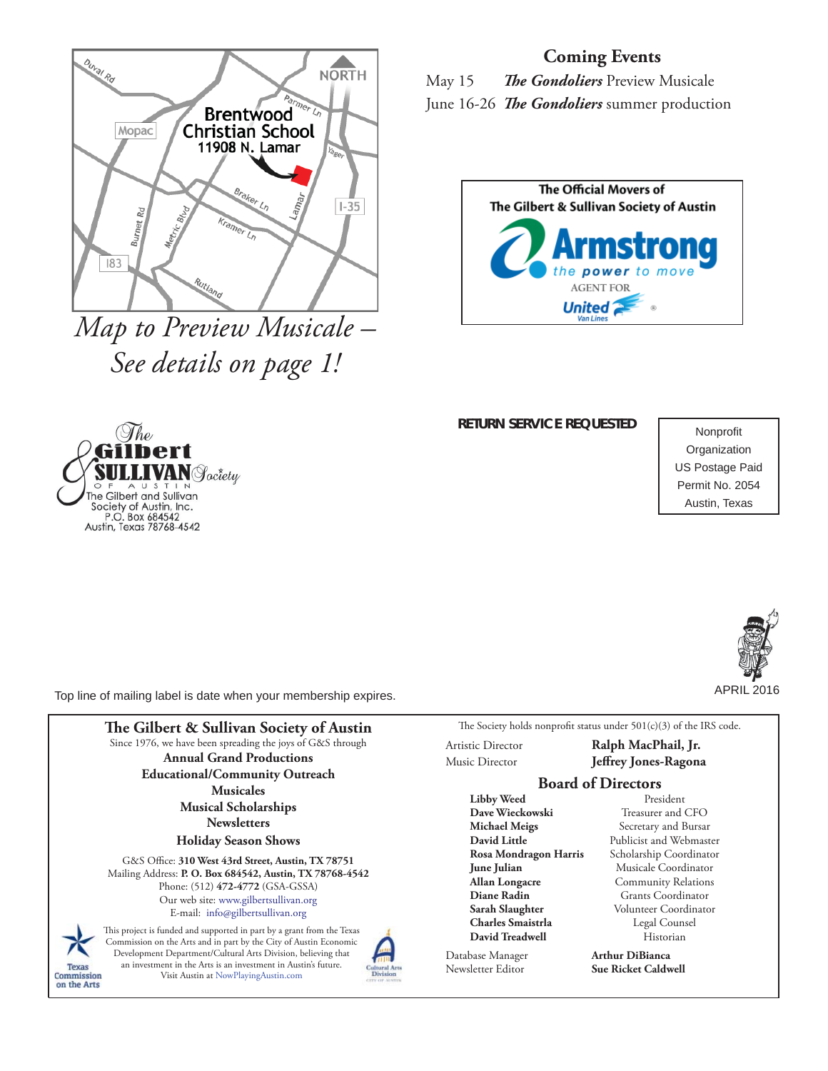Duval Rd

NORTH

Parmer Ln

Mopac

Brentwood Christian School
11908 N. Lamar

Yager

Braker Ln

Lamar

I-35

Burnet Rd

Metric Blvd

Kramer Ln

183

Rutland

*Map to Preview Musicale – See details on page 1!*

## Coming Events

May 15 ***The Gondoliers*** Preview Musicale

June 16-26 ***The Gondoliers*** summer production

**The Official Movers of The Gilbert & Sullivan Society of Austin**

**Armstrong** *the power to move*

AGENT FOR

**United** Van Lines

The Gilbert & Sullivan Society of Austin

The Gilbert and Sullivan Society of Austin, Inc.
P.O. Box 684542
Austin, Texas 78768-4542

**RETURN SERVICE REQUESTED**

Nonprofit Organization
US Postage Paid
Permit No. 2054
Austin, Texas

APRIL 2016

Top line of mailing label is date when your membership expires.

## The Gilbert & Sullivan Society of Austin

Since 1976, we have been spreading the joys of G&S through

**Annual Grand Productions**
**Educational/Community Outreach**
**Musicales**
**Musical Scholarships**
**Newsletters**
**Holiday Season Shows**

G&S Office: **310 West 43rd Street, Austin, TX 78751**
Mailing Address: **P. O. Box 684542, Austin, TX 78768-4542**
Phone: (512) **472-4772** (GSA-GSSA)
Our web site: www.gilbertsullivan.org
E-mail: info@gilbertsullivan.org

This project is funded and supported in part by a grant from the Texas Commission on the Arts and in part by the City of Austin Economic Development Department/Cultural Arts Division, believing that an investment in the Arts is an investment in Austin's future. Visit Austin at NowPlayingAustin.com

Texas Commission on the Arts

Cultural Arts Division

The Society holds nonprofit status under 501(c)(3) of the IRS code.

| | |
|---|---|
| Artistic Director | **Ralph MacPhail, Jr.** |
| Music Director | **Jeffrey Jones-Ragona** |

### Board of Directors

| | |
|---|---|
| **Libby Weed** | President |
| **Dave Wieckowski** | Treasurer and CFO |
| **Michael Meigs** | Secretary and Bursar |
| **David Little** | Publicist and Webmaster |
| **Rosa Mondragon Harris** | Scholarship Coordinator |
| **June Julian** | Musicale Coordinator |
| **Allan Longacre** | Community Relations |
| **Diane Radin** | Grants Coordinator |
| **Sarah Slaughter** | Volunteer Coordinator |
| **Charles Smaistrla** | Legal Counsel |
| **David Treadwell** | Historian |

| | |
|---|---|
| Database Manager | **Arthur DiBianca** |
| Newsletter Editor | **Sue Ricket Caldwell** |